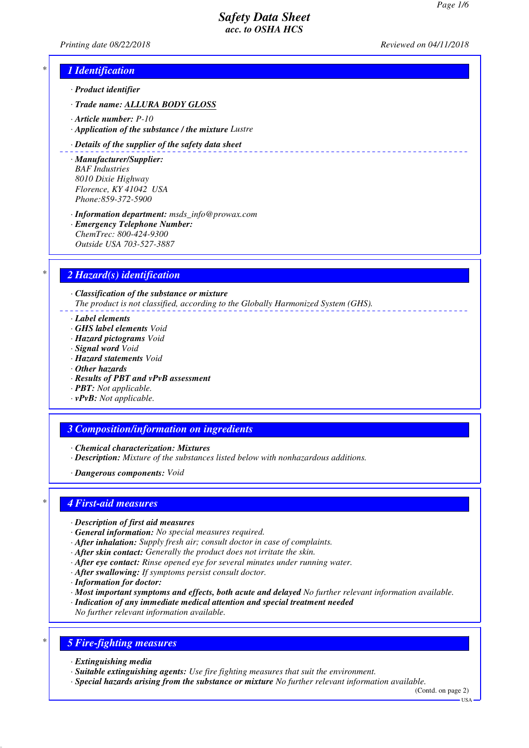# Safety Data Sheet
## acc. to OSHA HCS

*Printing date 08/22/2018* *Reviewed on 04/11/2018*

## 1 Identification

· **Product identifier**

· **Trade name: ALLURA BODY GLOSS**

· **Article number:** P-10
· **Application of the substance / the mixture** Lustre

· **Details of the supplier of the safety data sheet**

· **Manufacturer/Supplier:**
BAF Industries
8010 Dixie Highway
Florence, KY 41042 USA
Phone:859-372-5900

· **Information department:** msds_info@prowax.com
· **Emergency Telephone Number:**
ChemTrec: 800-424-9300
Outside USA 703-527-3887

## 2 Hazard(s) identification

· **Classification of the substance or mixture**
The product is not classified, according to the Globally Harmonized System (GHS).

· **Label elements**
· **GHS label elements** Void
· **Hazard pictograms** Void
· **Signal word** Void
· **Hazard statements** Void
· **Other hazards**
· **Results of PBT and vPvB assessment**
· **PBT:** Not applicable.
· **vPvB:** Not applicable.

## 3 Composition/information on ingredients

· **Chemical characterization: Mixtures**
· **Description:** Mixture of the substances listed below with nonhazardous additions.

· **Dangerous components:** Void

## 4 First-aid measures

· **Description of first aid measures**
· **General information:** No special measures required.
· **After inhalation:** Supply fresh air; consult doctor in case of complaints.
· **After skin contact:** Generally the product does not irritate the skin.
· **After eye contact:** Rinse opened eye for several minutes under running water.
· **After swallowing:** If symptoms persist consult doctor.
· **Information for doctor:**
· **Most important symptoms and effects, both acute and delayed** No further relevant information available.
· **Indication of any immediate medical attention and special treatment needed**
No further relevant information available.

## 5 Fire-fighting measures

· **Extinguishing media**
· **Suitable extinguishing agents:** Use fire fighting measures that suit the environment.
· **Special hazards arising from the substance or mixture** No further relevant information available.

(Contd. on page 2)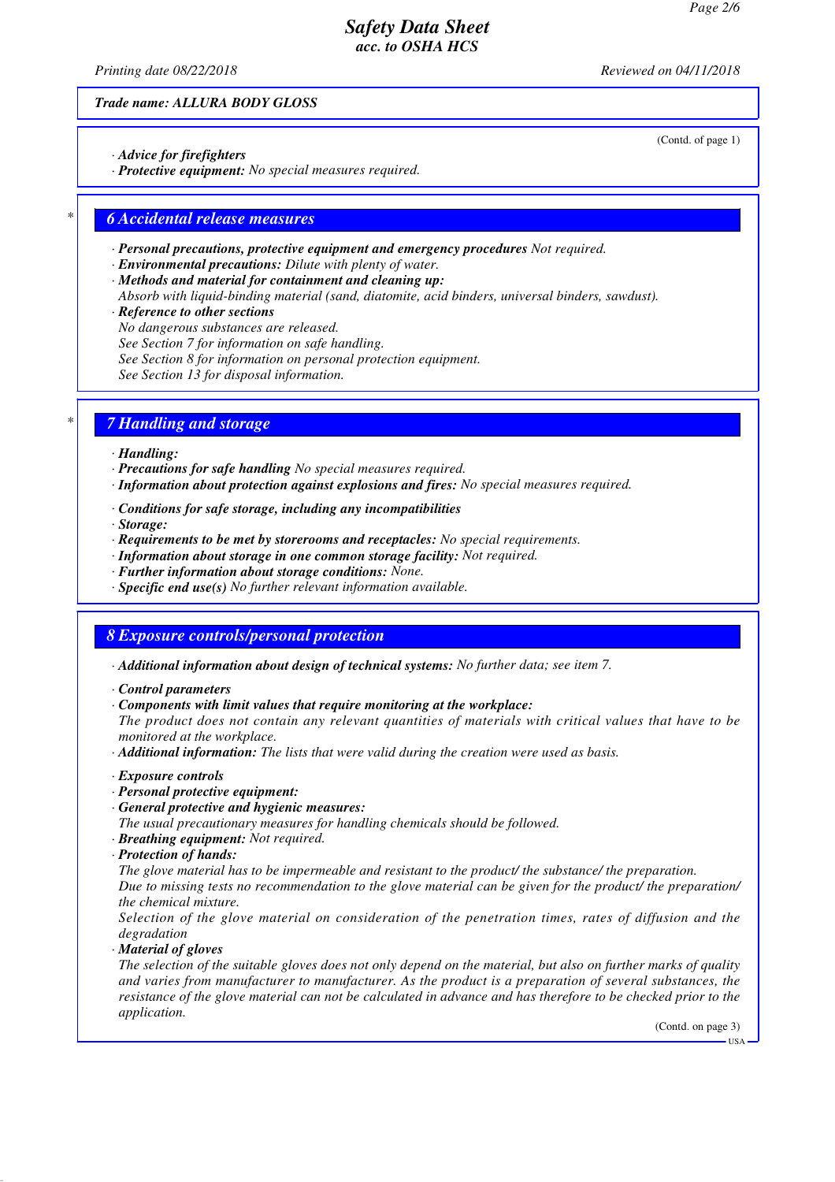**Trade name: ALLURA BODY GLOSS**

(Contd. of page 1)

· **Advice for firefighters**
· **Protective equipment:** No special measures required.

## 6 Accidental release measures

· **Personal precautions, protective equipment and emergency procedures** Not required.
· **Environmental precautions:** Dilute with plenty of water.
· **Methods and material for containment and cleaning up:**
Absorb with liquid-binding material (sand, diatomite, acid binders, universal binders, sawdust).
· **Reference to other sections**
No dangerous substances are released.
See Section 7 for information on safe handling.
See Section 8 for information on personal protection equipment.
See Section 13 for disposal information.

## 7 Handling and storage

· **Handling:**
· **Precautions for safe handling** No special measures required.
· **Information about protection against explosions and fires:** No special measures required.

· **Conditions for safe storage, including any incompatibilities**
· **Storage:**
· **Requirements to be met by storerooms and receptacles:** No special requirements.
· **Information about storage in one common storage facility:** Not required.
· **Further information about storage conditions:** None.
· **Specific end use(s)** No further relevant information available.

## 8 Exposure controls/personal protection

· **Additional information about design of technical systems:** No further data; see item 7.

· **Control parameters**
· **Components with limit values that require monitoring at the workplace:**
The product does not contain any relevant quantities of materials with critical values that have to be monitored at the workplace.
· **Additional information:** The lists that were valid during the creation were used as basis.

· **Exposure controls**
· **Personal protective equipment:**
· **General protective and hygienic measures:**
The usual precautionary measures for handling chemicals should be followed.
· **Breathing equipment:** Not required.
· **Protection of hands:**
The glove material has to be impermeable and resistant to the product/ the substance/ the preparation.
Due to missing tests no recommendation to the glove material can be given for the product/ the preparation/ the chemical mixture.
Selection of the glove material on consideration of the penetration times, rates of diffusion and the degradation
· **Material of gloves**
The selection of the suitable gloves does not only depend on the material, but also on further marks of quality and varies from manufacturer to manufacturer. As the product is a preparation of several substances, the resistance of the glove material can not be calculated in advance and has therefore to be checked prior to the application.

(Contd. on page 3)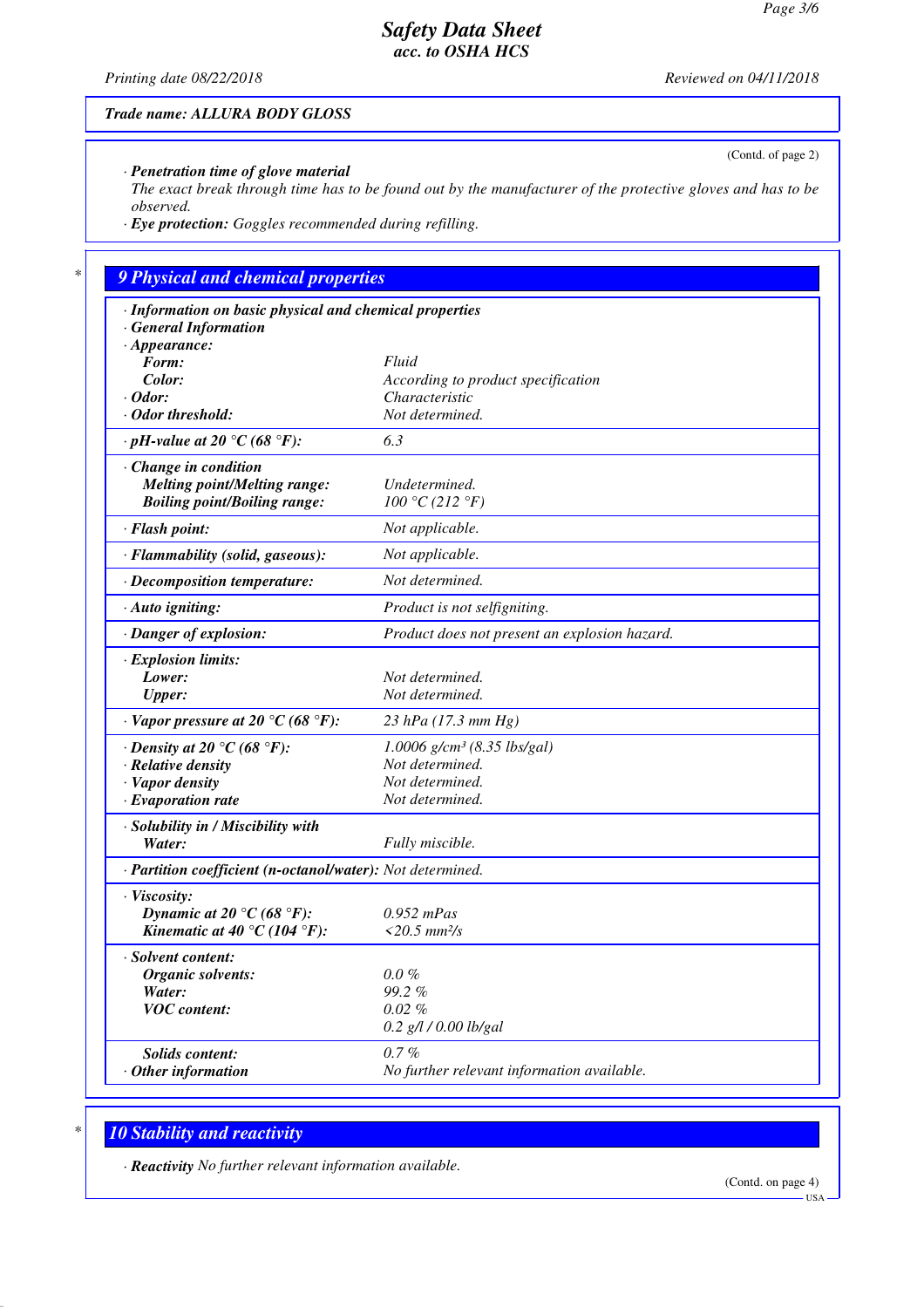Trade name: ALLURA BODY GLOSS

(Contd. of page 2)

· **Penetration time of glove material**
The exact break through time has to be found out by the manufacturer of the protective gloves and has to be observed.
· **Eye protection:** Goggles recommended during refilling.

## 9 Physical and chemical properties

| · **Information on basic physical and chemical properties** | |
|---|---|
| · **General Information** | |
| · **Appearance:** | |
| **Form:** | Fluid |
| **Color:** | According to product specification |
| · **Odor:** | Characteristic |
| · **Odor threshold:** | Not determined. |
| · **pH-value at 20 °C (68 °F):** | 6.3 |
| · **Change in condition** | |
| **Melting point/Melting range:** | Undetermined. |
| **Boiling point/Boiling range:** | 100 °C (212 °F) |
| · **Flash point:** | Not applicable. |
| · **Flammability (solid, gaseous):** | Not applicable. |
| · **Decomposition temperature:** | Not determined. |
| · **Auto igniting:** | Product is not selfigniting. |
| · **Danger of explosion:** | Product does not present an explosion hazard. |
| · **Explosion limits:** | |
| **Lower:** | Not determined. |
| **Upper:** | Not determined. |
| · **Vapor pressure at 20 °C (68 °F):** | 23 hPa (17.3 mm Hg) |
| · **Density at 20 °C (68 °F):** | 1.0006 g/cm³ (8.35 lbs/gal) |
| · **Relative density** | Not determined. |
| · **Vapor density** | Not determined. |
| · **Evaporation rate** | Not determined. |
| · **Solubility in / Miscibility with** | |
| **Water:** | Fully miscible. |
| · **Partition coefficient (n-octanol/water):** | Not determined. |
| · **Viscosity:** | |
| **Dynamic at 20 °C (68 °F):** | 0.952 mPas |
| **Kinematic at 40 °C (104 °F):** | <20.5 mm²/s |
| · **Solvent content:** | |
| **Organic solvents:** | 0.0 % |
| **Water:** | 99.2 % |
| **VOC content:** | 0.02 % |
| | 0.2 g/l / 0.00 lb/gal |
| **Solids content:** | 0.7 % |
| · **Other information** | No further relevant information available. |

## 10 Stability and reactivity

· **Reactivity** No further relevant information available.

(Contd. on page 4)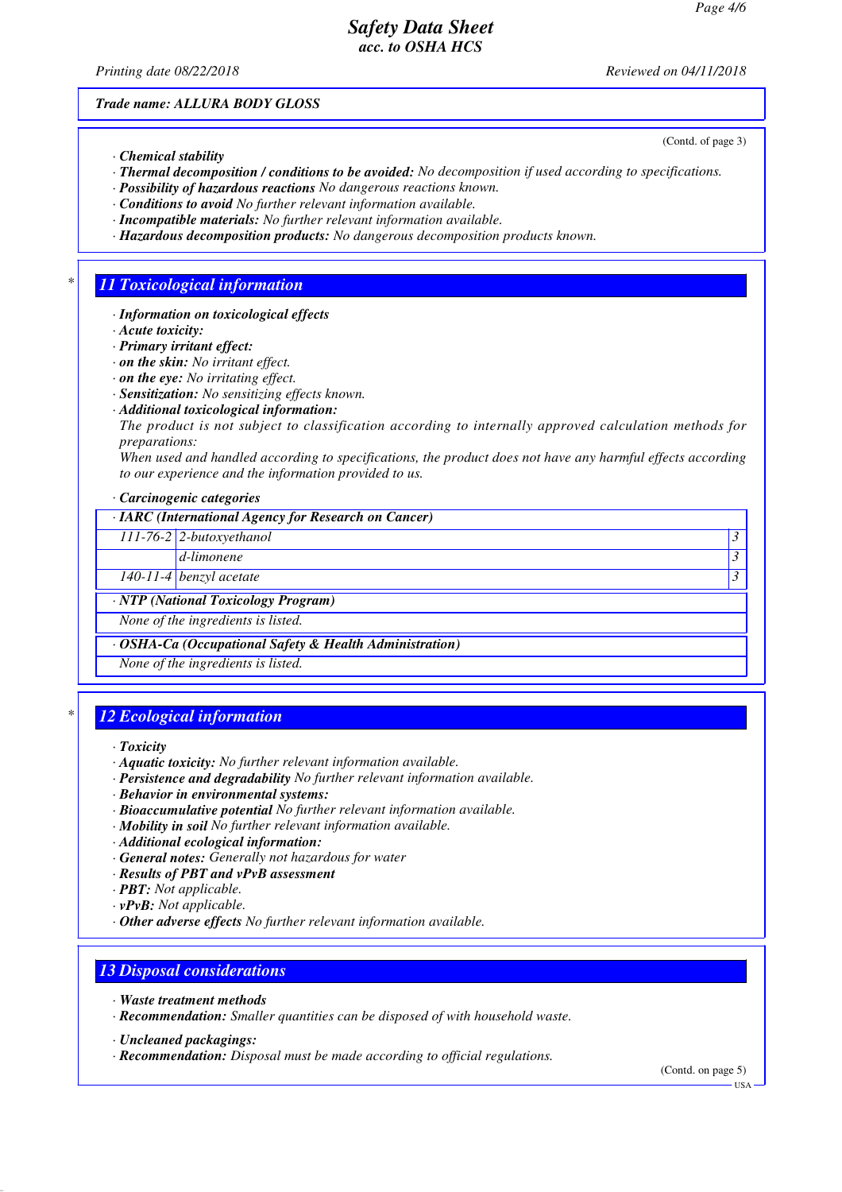*Trade name: ALLURA BODY GLOSS*

(Contd. of page 3)

- **Chemical stability**
- **Thermal decomposition / conditions to be avoided:** No decomposition if used according to specifications.
- **Possibility of hazardous reactions** No dangerous reactions known.
- **Conditions to avoid** No further relevant information available.
- **Incompatible materials:** No further relevant information available.
- **Hazardous decomposition products:** No dangerous decomposition products known.

## 11 Toxicological information

- **Information on toxicological effects**
- **Acute toxicity:**
- **Primary irritant effect:**
- **on the skin:** No irritant effect.
- **on the eye:** No irritating effect.
- **Sensitization:** No sensitizing effects known.
- **Additional toxicological information:**
  The product is not subject to classification according to internally approved calculation methods for preparations:
  When used and handled according to specifications, the product does not have any harmful effects according to our experience and the information provided to us.

- **Carcinogenic categories**

| · IARC (International Agency for Research on Cancer) | | |
|---|---|---|
| 111-76-2 | 2-butoxyethanol | 3 |
| | d-limonene | 3 |
| 140-11-4 | benzyl acetate | 3 |

**· NTP (National Toxicology Program)**

None of the ingredients is listed.

**· OSHA-Ca (Occupational Safety & Health Administration)**

None of the ingredients is listed.

## 12 Ecological information

- **Toxicity**
- **Aquatic toxicity:** No further relevant information available.
- **Persistence and degradability** No further relevant information available.
- **Behavior in environmental systems:**
- **Bioaccumulative potential** No further relevant information available.
- **Mobility in soil** No further relevant information available.
- **Additional ecological information:**
- **General notes:** Generally not hazardous for water
- **Results of PBT and vPvB assessment**
- **PBT:** Not applicable.
- **vPvB:** Not applicable.
- **Other adverse effects** No further relevant information available.

## 13 Disposal considerations

- **Waste treatment methods**
- **Recommendation:** Smaller quantities can be disposed of with household waste.

- **Uncleaned packagings:**
- **Recommendation:** Disposal must be made according to official regulations.

(Contd. on page 5)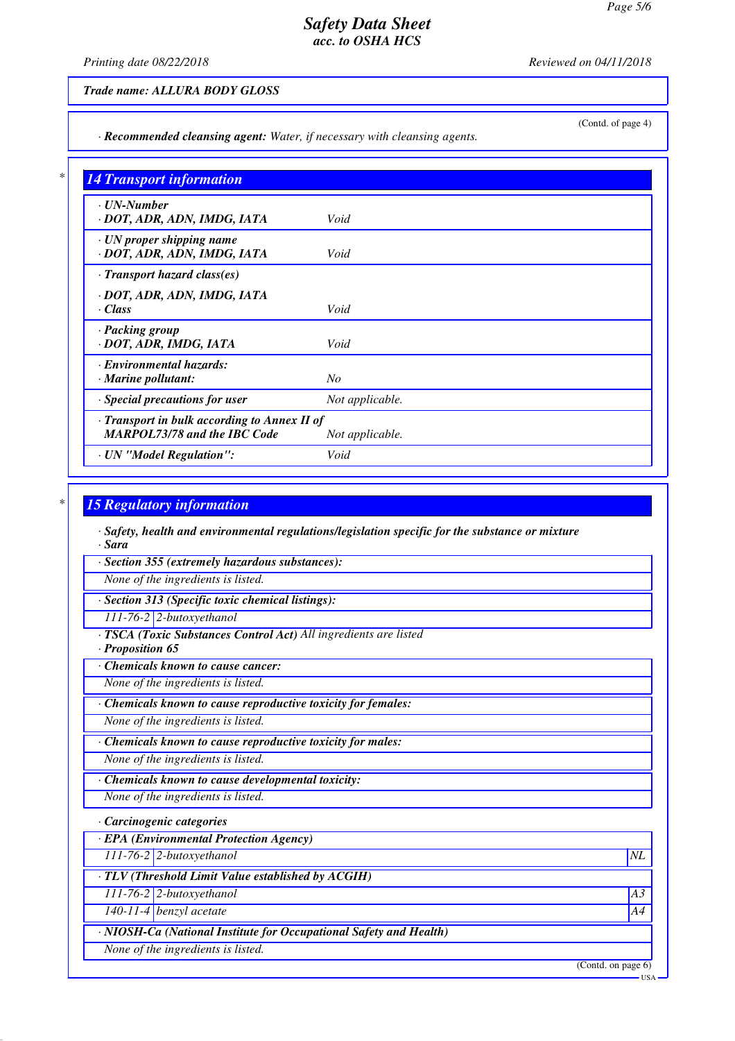*Trade name: ALLURA BODY GLOSS*

(Contd. of page 4)

· **Recommended cleansing agent:** *Water, if necessary with cleansing agents.*

## 14 Transport information

| | |
|---|---|
| · **UN-Number**<br>· **DOT, ADR, ADN, IMDG, IATA** | Void |
| · **UN proper shipping name**<br>· **DOT, ADR, ADN, IMDG, IATA** | Void |
| · **Transport hazard class(es)**<br>· **DOT, ADR, ADN, IMDG, IATA**<br>· **Class** | Void |
| · **Packing group**<br>· **DOT, ADR, IMDG, IATA** | Void |
| · **Environmental hazards:**<br>· **Marine pollutant:** | No |
| · **Special precautions for user** | Not applicable. |
| · **Transport in bulk according to Annex II of MARPOL73/78 and the IBC Code** | Not applicable. |
| · **UN "Model Regulation":** | Void |

## 15 Regulatory information

· **Safety, health and environmental regulations/legislation specific for the substance or mixture**
· **Sara**

· **Section 355 (extremely hazardous substances):**
*None of the ingredients is listed.*

· **Section 313 (Specific toxic chemical listings):**

| | |
|---|---|
| 111-76-2 | 2-butoxyethanol |

· **TSCA (Toxic Substances Control Act)** *All ingredients are listed*
· **Proposition 65**

· **Chemicals known to cause cancer:**
*None of the ingredients is listed.*

· **Chemicals known to cause reproductive toxicity for females:**
*None of the ingredients is listed.*

· **Chemicals known to cause reproductive toxicity for males:**
*None of the ingredients is listed.*

· **Chemicals known to cause developmental toxicity:**
*None of the ingredients is listed.*

· **Carcinogenic categories**

· **EPA (Environmental Protection Agency)**

| | | |
|---|---|---|
| 111-76-2 | 2-butoxyethanol | NL |

· **TLV (Threshold Limit Value established by ACGIH)**

| | | |
|---|---|---|
| 111-76-2 | 2-butoxyethanol | A3 |
| 140-11-4 | benzyl acetate | A4 |

· **NIOSH-Ca (National Institute for Occupational Safety and Health)**
*None of the ingredients is listed.*

(Contd. on page 6)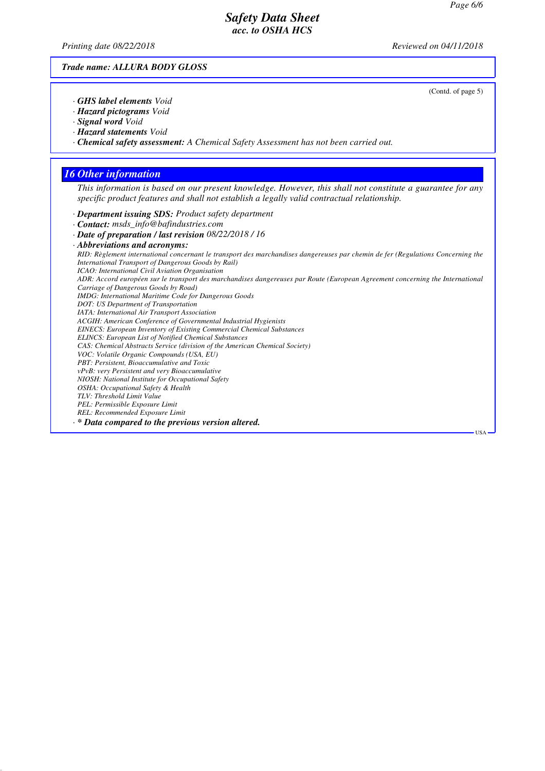# Safety Data Sheet
## acc. to OSHA HCS

*Printing date 08/22/2018* *Reviewed on 04/11/2018*

***Trade name: ALLURA BODY GLOSS***

(Contd. of page 5)

· ***GHS label elements*** *Void*
· ***Hazard pictograms*** *Void*
· ***Signal word*** *Void*
· ***Hazard statements*** *Void*
· ***Chemical safety assessment:*** *A Chemical Safety Assessment has not been carried out.*

## 16 Other information

*This information is based on our present knowledge. However, this shall not constitute a guarantee for any specific product features and shall not establish a legally valid contractual relationship.*

· ***Department issuing SDS:*** *Product safety department*
· ***Contact:*** *msds_info@bafindustries.com*
· ***Date of preparation / last revision*** *08/22/2018 / 16*
· ***Abbreviations and acronyms:***
*RID: Règlement international concernant le transport des marchandises dangereuses par chemin de fer (Regulations Concerning the International Transport of Dangerous Goods by Rail)*
*ICAO: International Civil Aviation Organisation*
*ADR: Accord européen sur le transport des marchandises dangereuses par Route (European Agreement concerning the International Carriage of Dangerous Goods by Road)*
*IMDG: International Maritime Code for Dangerous Goods*
*DOT: US Department of Transportation*
*IATA: International Air Transport Association*
*ACGIH: American Conference of Governmental Industrial Hygienists*
*EINECS: European Inventory of Existing Commercial Chemical Substances*
*ELINCS: European List of Notified Chemical Substances*
*CAS: Chemical Abstracts Service (division of the American Chemical Society)*
*VOC: Volatile Organic Compounds (USA, EU)*
*PBT: Persistent, Bioaccumulative and Toxic*
*vPvB: very Persistent and very Bioaccumulative*
*NIOSH: National Institute for Occupational Safety*
*OSHA: Occupational Safety & Health*
*TLV: Threshold Limit Value*
*PEL: Permissible Exposure Limit*
*REL: Recommended Exposure Limit*
· ***\* Data compared to the previous version altered.***

USA